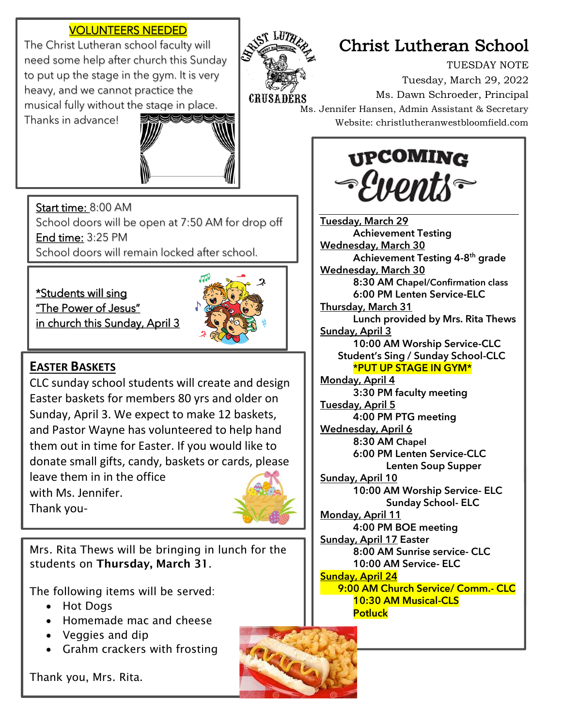# Christ Lutheran School

TUESDAY NOTE
Tuesday, March 29, 2022
Ms. Dawn Schroeder, Principal
Ms. Jennifer Hansen, Admin Assistant & Secretary
Website: christlutheranwestbloomfield.com

## VOLUNTEERS NEEDED

The Christ Lutheran school faculty will need some help after church this Sunday to put up the stage in the gym. It is very heavy, and we cannot practice the musical fully without the stage in place. Thanks in advance!

Start time: 8:00 AM
School doors will be open at 7:50 AM for drop off
End time: 3:25 PM
School doors will remain locked after school.

*Students will sing "The Power of Jesus" in church this Sunday, April 3

## EASTER BASKETS

CLC sunday school students will create and design Easter baskets for members 80 yrs and older on Sunday, April 3. We expect to make 12 baskets, and Pastor Wayne has volunteered to help hand them out in time for Easter. If you would like to donate small gifts, candy, baskets or cards, please leave them in in the office with Ms. Jennifer.
Thank you-

Mrs. Rita Thews will be bringing in lunch for the students on **Thursday, March 31**.

The following items will be served:

- Hot Dogs
- Homemade mac and cheese
- Veggies and dip
- Grahm crackers with frosting

Thank you, Mrs. Rita.

## UPCOMING Events

**Tuesday, March 29**
Achievement Testing

**Wednesday, March 30**
Achievement Testing 4-8th grade

**Wednesday, March 30**
8:30 AM Chapel/Confirmation class
6:00 PM Lenten Service-ELC

**Thursday, March 31**
Lunch provided by Mrs. Rita Thews

**Sunday, April 3**
10:00 AM Worship Service-CLC
Student's Sing / Sunday School-CLC
*PUT UP STAGE IN GYM*

**Monday, April 4**
3:30 PM faculty meeting

**Tuesday, April 5**
4:00 PM PTG meeting

**Wednesday, April 6**
8:30 AM Chapel
6:00 PM Lenten Service-CLC
Lenten Soup Supper

**Sunday, April 10**
10:00 AM Worship Service- ELC
Sunday School- ELC

**Monday, April 11**
4:00 PM BOE meeting

**Sunday, April 17** Easter
8:00 AM Sunrise service- CLC
10:00 AM Service- ELC

**Sunday, April 24**
9:00 AM Church Service/ Comm.- CLC
10:30 AM Musical-CLS
Potluck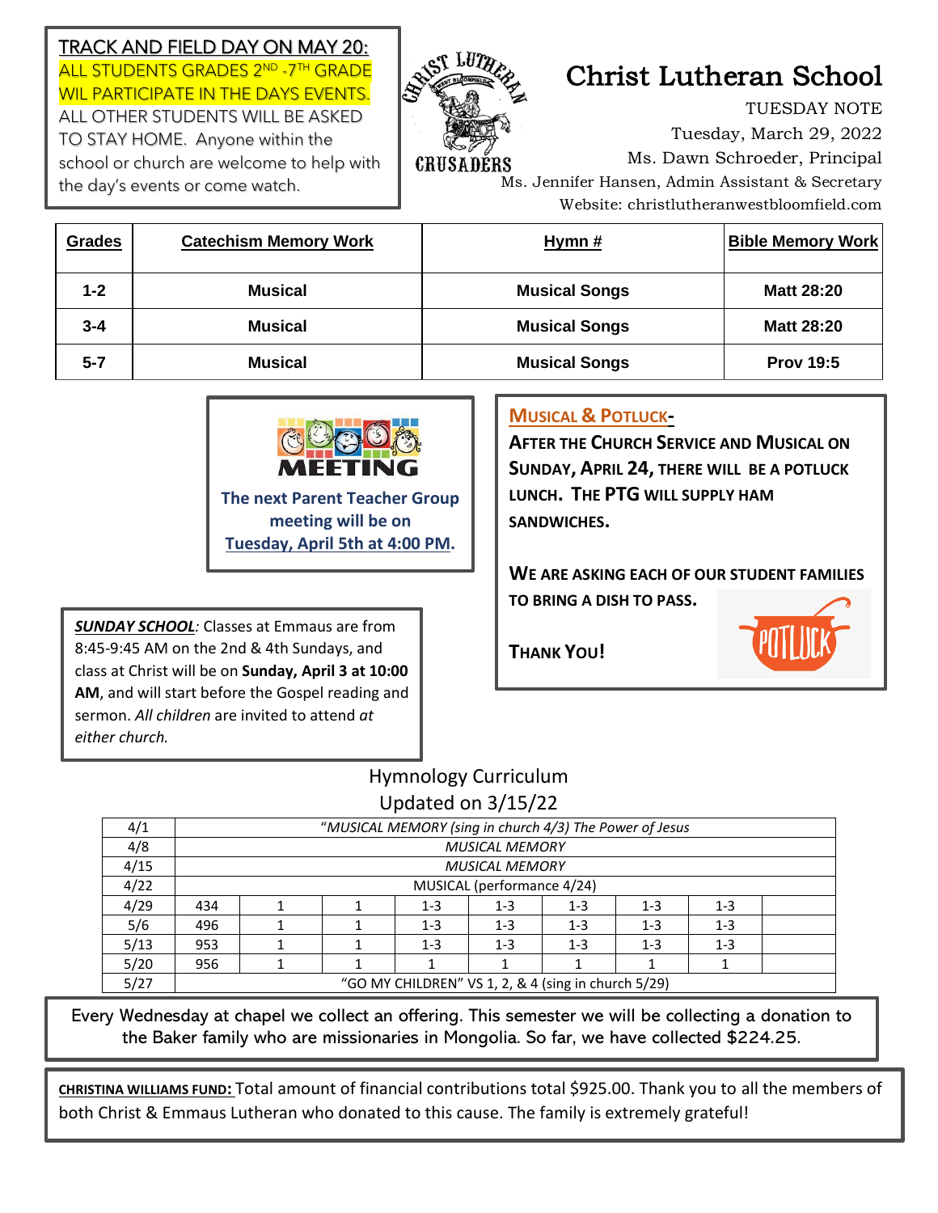**TRACK AND FIELD DAY ON MAY 20:**
ALL STUDENTS GRADES 2ND -7TH GRADE WIL PARTICIPATE IN THE DAYS EVENTS. ALL OTHER STUDENTS WILL BE ASKED TO STAY HOME. Anyone within the school or church are welcome to help with the day's events or come watch.

# Christ Lutheran School

TUESDAY NOTE
Tuesday, March 29, 2022
Ms. Dawn Schroeder, Principal
Ms. Jennifer Hansen, Admin Assistant & Secretary
Website: christlutheranwestbloomfield.com

| Grades | Catechism Memory Work | Hymn # | Bible Memory Work |
|---|---|---|---|
| 1-2 | Musical | Musical Songs | Matt 28:20 |
| 3-4 | Musical | Musical Songs | Matt 28:20 |
| 5-7 | Musical | Musical Songs | Prov 19:5 |

**MEETING**

**The next Parent Teacher Group meeting will be on Tuesday, April 5th at 4:00 PM.**

**MUSICAL & POTLUCK-**

**AFTER THE CHURCH SERVICE AND MUSICAL ON SUNDAY, APRIL 24, THERE WILL BE A POTLUCK LUNCH. THE PTG WILL SUPPLY HAM SANDWICHES.**

**WE ARE ASKING EACH OF OUR STUDENT FAMILIES TO BRING A DISH TO PASS.**

**THANK YOU!**

***SUNDAY SCHOOL**:* Classes at Emmaus are from 8:45-9:45 AM on the 2nd & 4th Sundays, and class at Christ will be on **Sunday, April 3 at 10:00 AM**, and will start before the Gospel reading and sermon. *All children* are invited to attend *at either church.*

## Hymnology Curriculum
Updated on 3/15/22

| | | | | | | | | | |
|---|---|---|---|---|---|---|---|---|---|
| 4/1 | *"MUSICAL MEMORY (sing in church 4/3) The Power of Jesus* | | | | | | | | |
| 4/8 | *MUSICAL MEMORY* | | | | | | | | |
| 4/15 | *MUSICAL MEMORY* | | | | | | | | |
| 4/22 | MUSICAL (performance 4/24) | | | | | | | | |
| 4/29 | 434 | 1 | 1 | 1-3 | 1-3 | 1-3 | 1-3 | 1-3 | |
| 5/6 | 496 | 1 | 1 | 1-3 | 1-3 | 1-3 | 1-3 | 1-3 | |
| 5/13 | 953 | 1 | 1 | 1-3 | 1-3 | 1-3 | 1-3 | 1-3 | |
| 5/20 | 956 | 1 | 1 | 1 | 1 | 1 | 1 | 1 | |
| 5/27 | "GO MY CHILDREN" VS 1, 2, & 4 (sing in church 5/29) | | | | | | | | |

Every Wednesday at chapel we collect an offering. This semester we will be collecting a donation to the Baker family who are missionaries in Mongolia. So far, we have collected $224.25.

**CHRISTINA WILLIAMS FUND:** Total amount of financial contributions total $925.00. Thank you to all the members of both Christ & Emmaus Lutheran who donated to this cause. The family is extremely grateful!